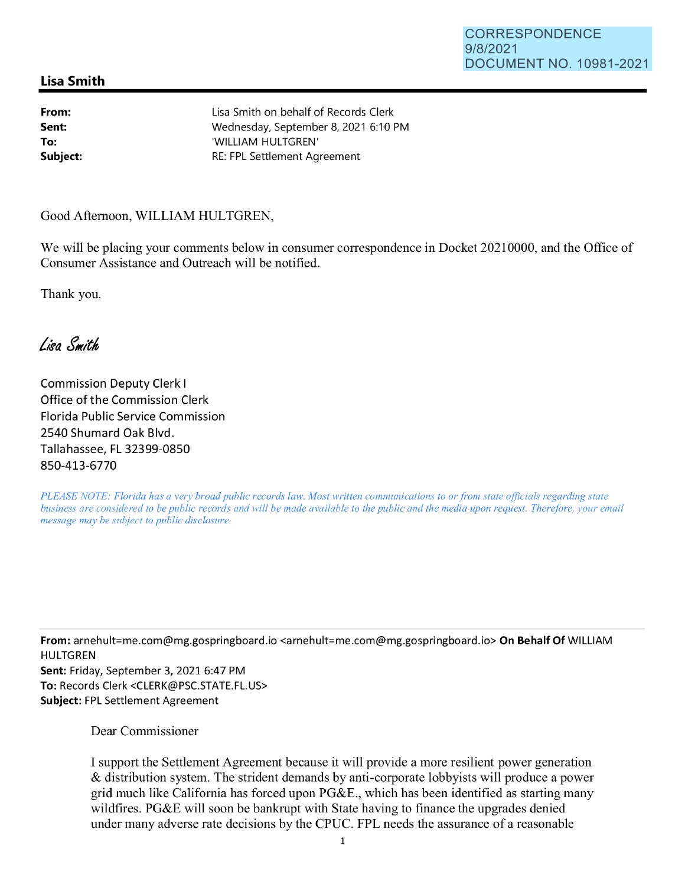CORRESPONDENCE
9/8/2021
DOCUMENT NO. 10981-2021

## Lisa Smith

**From:** Lisa Smith on behalf of Records Clerk
**Sent:** Wednesday, September 8, 2021 6:10 PM
**To:** 'WILLIAM HULTGREN'
**Subject:** RE: FPL Settlement Agreement

Good Afternoon, WILLIAM HULTGREN,

We will be placing your comments below in consumer correspondence in Docket 20210000, and the Office of Consumer Assistance and Outreach will be notified.

Thank you.

*Lisa Smith*

Commission Deputy Clerk I
Office of the Commission Clerk
Florida Public Service Commission
2540 Shumard Oak Blvd.
Tallahassee, FL 32399-0850
850-413-6770

*PLEASE NOTE: Florida has a very broad public records law. Most written communications to or from state officials regarding state business are considered to be public records and will be made available to the public and the media upon request. Therefore, your email message may be subject to public disclosure.*

---

**From:** arnehult=me.com@mg.gospringboard.io <arnehult=me.com@mg.gospringboard.io> **On Behalf Of** WILLIAM HULTGREN
**Sent:** Friday, September 3, 2021 6:47 PM
**To:** Records Clerk <CLERK@PSC.STATE.FL.US>
**Subject:** FPL Settlement Agreement

Dear Commissioner

I support the Settlement Agreement because it will provide a more resilient power generation & distribution system. The strident demands by anti-corporate lobbyists will produce a power grid much like California has forced upon PG&E., which has been identified as starting many wildfires. PG&E will soon be bankrupt with State having to finance the upgrades denied under many adverse rate decisions by the CPUC. FPL needs the assurance of a reasonable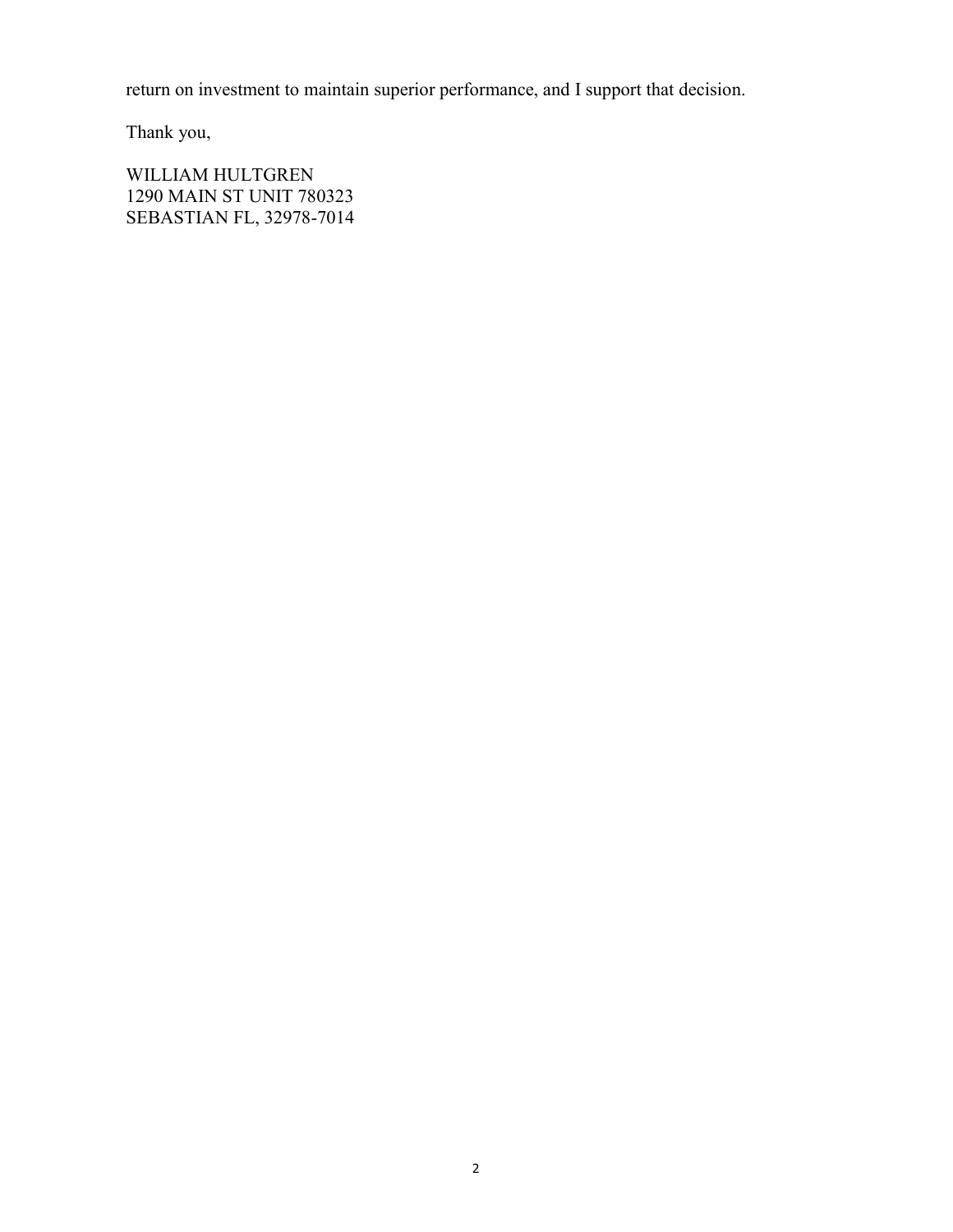return on investment to maintain superior performance, and I support that decision.

Thank you,

WILLIAM HULTGREN  
1290 MAIN ST UNIT 780323  
SEBASTIAN FL, 32978-7014